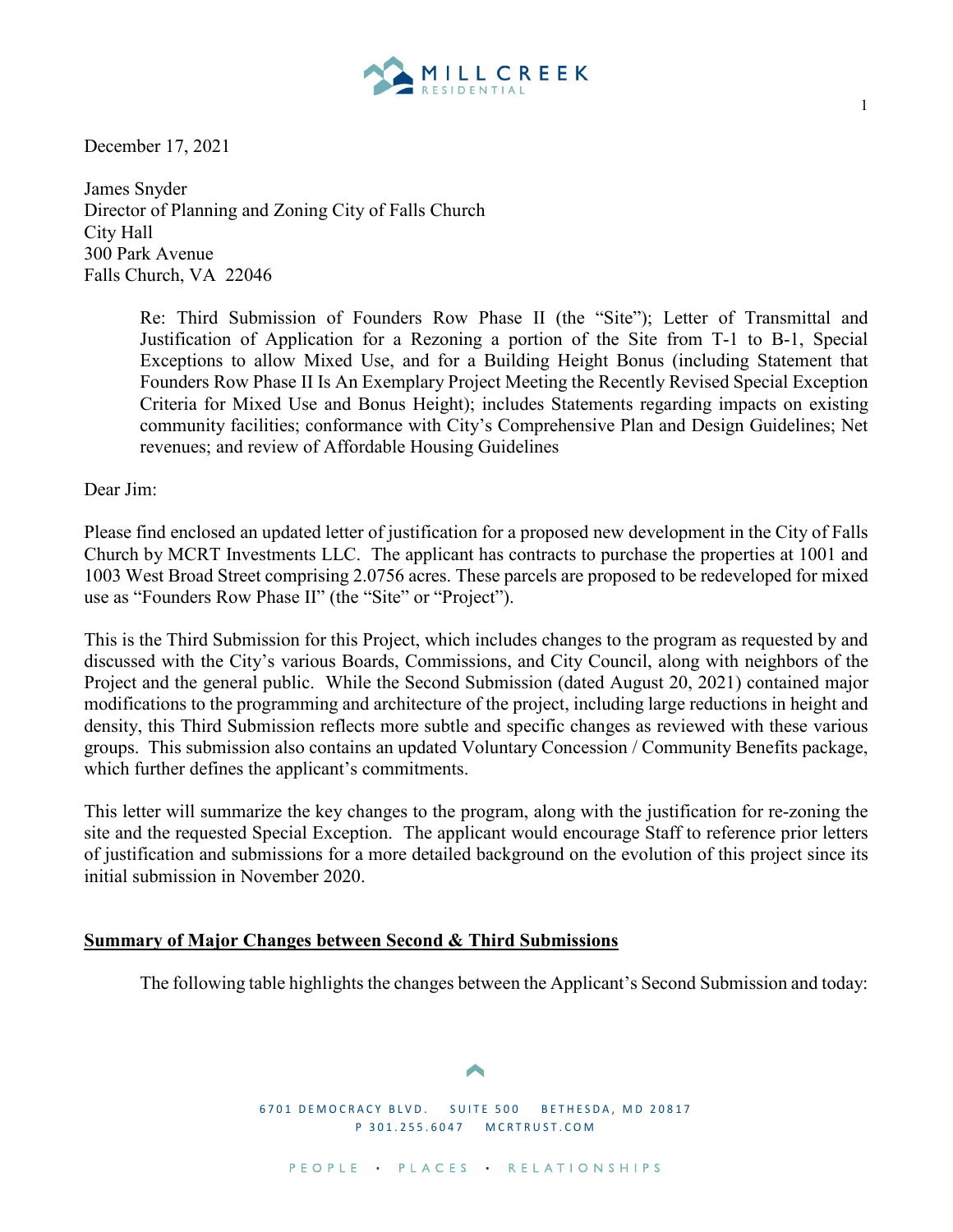December 17, 2021

James Snyder
Director of Planning and Zoning City of Falls Church
City Hall
300 Park Avenue
Falls Church, VA 22046

Re: Third Submission of Founders Row Phase II (the "Site"); Letter of Transmittal and Justification of Application for a Rezoning a portion of the Site from T-1 to B-1, Special Exceptions to allow Mixed Use, and for a Building Height Bonus (including Statement that Founders Row Phase II Is An Exemplary Project Meeting the Recently Revised Special Exception Criteria for Mixed Use and Bonus Height); includes Statements regarding impacts on existing community facilities; conformance with City's Comprehensive Plan and Design Guidelines; Net revenues; and review of Affordable Housing Guidelines

Dear Jim:

Please find enclosed an updated letter of justification for a proposed new development in the City of Falls Church by MCRT Investments LLC. The applicant has contracts to purchase the properties at 1001 and 1003 West Broad Street comprising 2.0756 acres. These parcels are proposed to be redeveloped for mixed use as "Founders Row Phase II" (the "Site" or "Project").

This is the Third Submission for this Project, which includes changes to the program as requested by and discussed with the City's various Boards, Commissions, and City Council, along with neighbors of the Project and the general public. While the Second Submission (dated August 20, 2021) contained major modifications to the programming and architecture of the project, including large reductions in height and density, this Third Submission reflects more subtle and specific changes as reviewed with these various groups. This submission also contains an updated Voluntary Concession / Community Benefits package, which further defines the applicant's commitments.

This letter will summarize the key changes to the program, along with the justification for re-zoning the site and the requested Special Exception. The applicant would encourage Staff to reference prior letters of justification and submissions for a more detailed background on the evolution of this project since its initial submission in November 2020.

## Summary of Major Changes between Second & Third Submissions

The following table highlights the changes between the Applicant's Second Submission and today: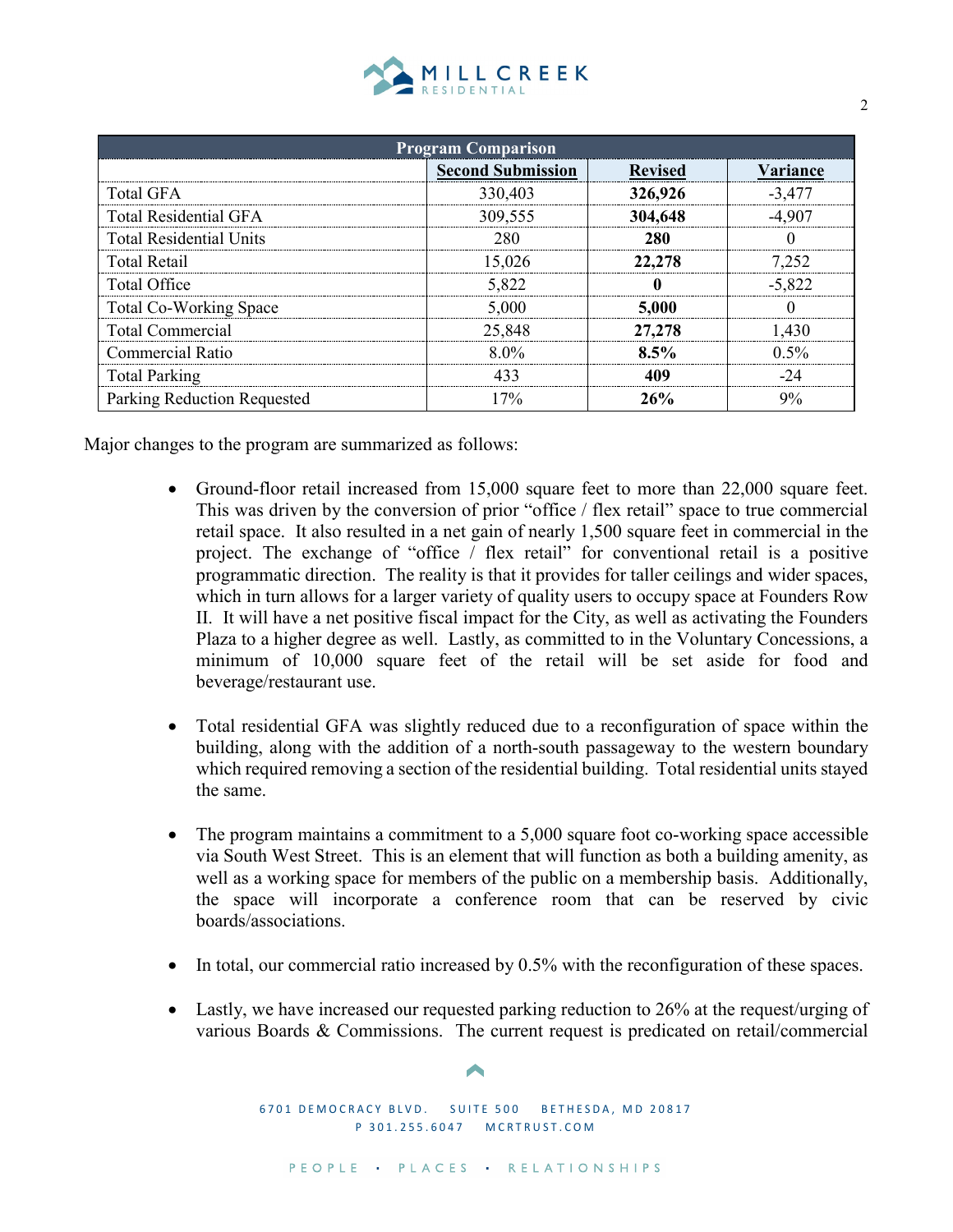| Program Comparison | | | |
|---|---|---|---|
| | **Second Submission** | **Revised** | **Variance** |
| Total GFA | 330,403 | **326,926** | -3,477 |
| Total Residential GFA | 309,555 | **304,648** | -4,907 |
| Total Residential Units | 280 | **280** | 0 |
| Total Retail | 15,026 | **22,278** | 7,252 |
| Total Office | 5,822 | **0** | -5,822 |
| Total Co-Working Space | 5,000 | **5,000** | 0 |
| Total Commercial | 25,848 | **27,278** | 1,430 |
| Commercial Ratio | 8.0% | **8.5%** | 0.5% |
| Total Parking | 433 | **409** | -24 |
| Parking Reduction Requested | 17% | **26%** | 9% |

Major changes to the program are summarized as follows:

- Ground-floor retail increased from 15,000 square feet to more than 22,000 square feet. This was driven by the conversion of prior "office / flex retail" space to true commercial retail space. It also resulted in a net gain of nearly 1,500 square feet in commercial in the project. The exchange of "office / flex retail" for conventional retail is a positive programmatic direction. The reality is that it provides for taller ceilings and wider spaces, which in turn allows for a larger variety of quality users to occupy space at Founders Row II. It will have a net positive fiscal impact for the City, as well as activating the Founders Plaza to a higher degree as well. Lastly, as committed to in the Voluntary Concessions, a minimum of 10,000 square feet of the retail will be set aside for food and beverage/restaurant use.

- Total residential GFA was slightly reduced due to a reconfiguration of space within the building, along with the addition of a north-south passageway to the western boundary which required removing a section of the residential building. Total residential units stayed the same.

- The program maintains a commitment to a 5,000 square foot co-working space accessible via South West Street. This is an element that will function as both a building amenity, as well as a working space for members of the public on a membership basis. Additionally, the space will incorporate a conference room that can be reserved by civic boards/associations.

- In total, our commercial ratio increased by 0.5% with the reconfiguration of these spaces.

- Lastly, we have increased our requested parking reduction to 26% at the request/urging of various Boards & Commissions. The current request is predicated on retail/commercial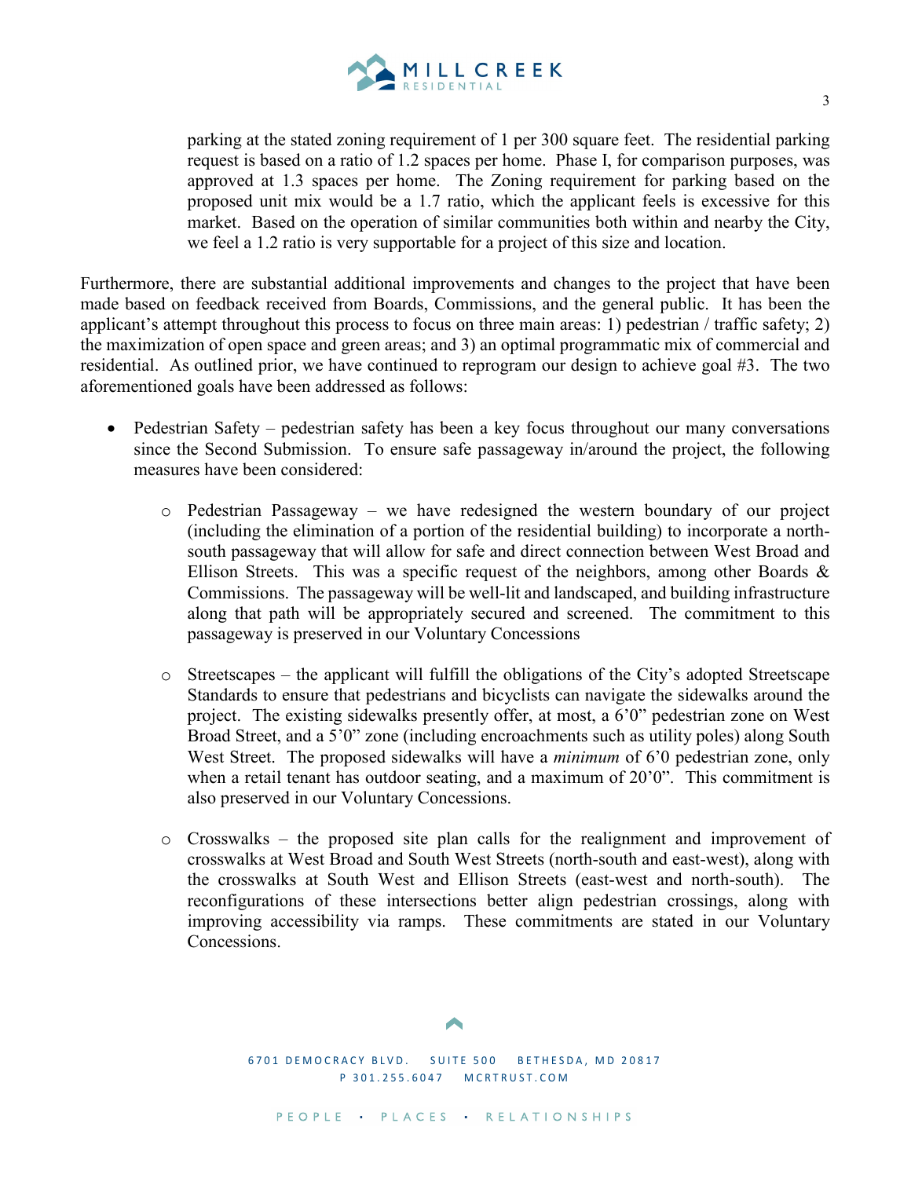parking at the stated zoning requirement of 1 per 300 square feet. The residential parking request is based on a ratio of 1.2 spaces per home. Phase I, for comparison purposes, was approved at 1.3 spaces per home. The Zoning requirement for parking based on the proposed unit mix would be a 1.7 ratio, which the applicant feels is excessive for this market. Based on the operation of similar communities both within and nearby the City, we feel a 1.2 ratio is very supportable for a project of this size and location.

Furthermore, there are substantial additional improvements and changes to the project that have been made based on feedback received from Boards, Commissions, and the general public. It has been the applicant's attempt throughout this process to focus on three main areas: 1) pedestrian / traffic safety; 2) the maximization of open space and green areas; and 3) an optimal programmatic mix of commercial and residential. As outlined prior, we have continued to reprogram our design to achieve goal #3. The two aforementioned goals have been addressed as follows:

- Pedestrian Safety – pedestrian safety has been a key focus throughout our many conversations since the Second Submission. To ensure safe passageway in/around the project, the following measures have been considered:
  - Pedestrian Passageway – we have redesigned the western boundary of our project (including the elimination of a portion of the residential building) to incorporate a north-south passageway that will allow for safe and direct connection between West Broad and Ellison Streets. This was a specific request of the neighbors, among other Boards & Commissions. The passageway will be well-lit and landscaped, and building infrastructure along that path will be appropriately secured and screened. The commitment to this passageway is preserved in our Voluntary Concessions
  - Streetscapes – the applicant will fulfill the obligations of the City's adopted Streetscape Standards to ensure that pedestrians and bicyclists can navigate the sidewalks around the project. The existing sidewalks presently offer, at most, a 6'0" pedestrian zone on West Broad Street, and a 5'0" zone (including encroachments such as utility poles) along South West Street. The proposed sidewalks will have a *minimum* of 6'0 pedestrian zone, only when a retail tenant has outdoor seating, and a maximum of 20'0". This commitment is also preserved in our Voluntary Concessions.
  - Crosswalks – the proposed site plan calls for the realignment and improvement of crosswalks at West Broad and South West Streets (north-south and east-west), along with the crosswalks at South West and Ellison Streets (east-west and north-south). The reconfigurations of these intersections better align pedestrian crossings, along with improving accessibility via ramps. These commitments are stated in our Voluntary Concessions.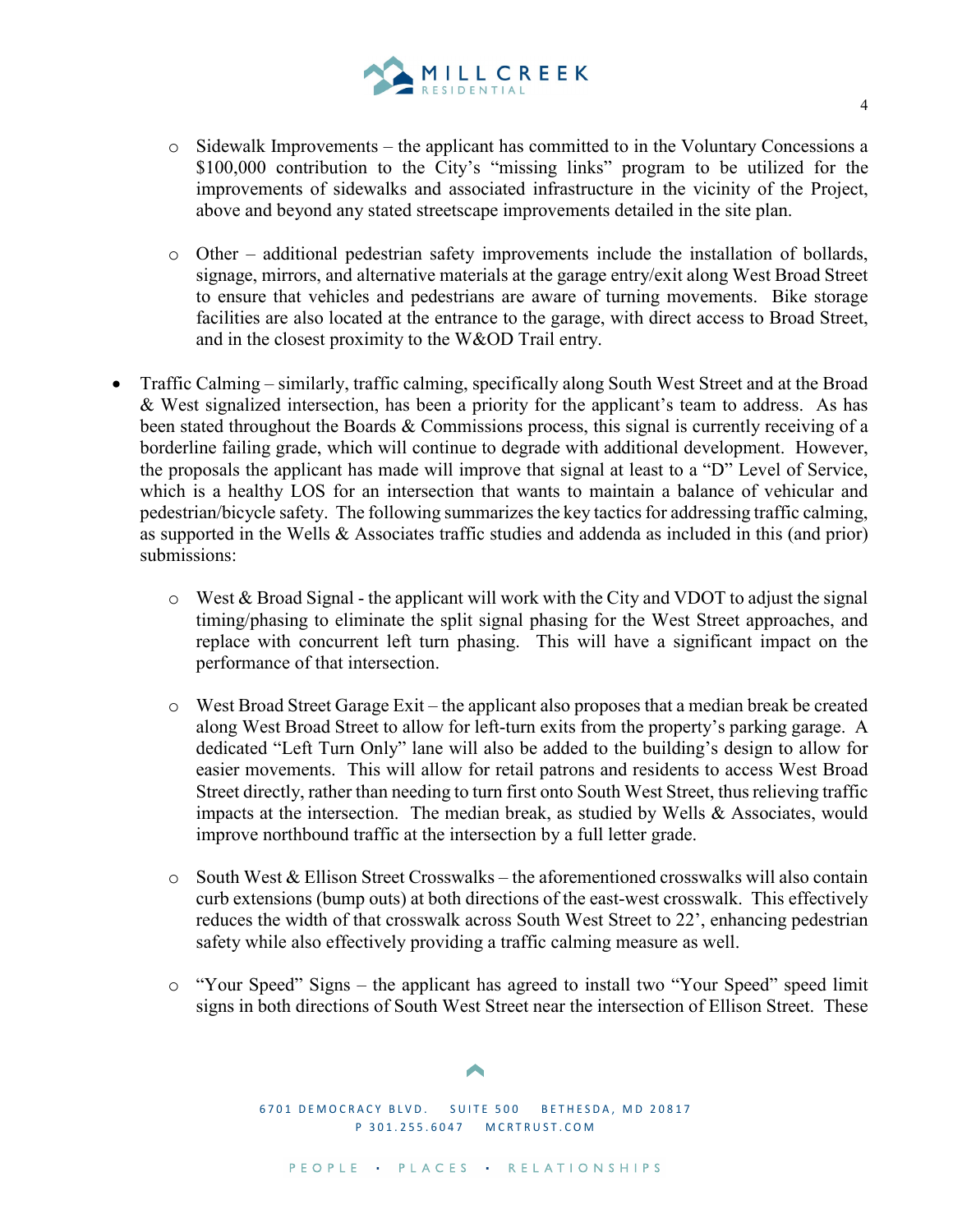- Sidewalk Improvements – the applicant has committed to in the Voluntary Concessions a $100,000 contribution to the City's "missing links" program to be utilized for the improvements of sidewalks and associated infrastructure in the vicinity of the Project, above and beyond any stated streetscape improvements detailed in the site plan.

- Other – additional pedestrian safety improvements include the installation of bollards, signage, mirrors, and alternative materials at the garage entry/exit along West Broad Street to ensure that vehicles and pedestrians are aware of turning movements. Bike storage facilities are also located at the entrance to the garage, with direct access to Broad Street, and in the closest proximity to the W&OD Trail entry.

- Traffic Calming – similarly, traffic calming, specifically along South West Street and at the Broad & West signalized intersection, has been a priority for the applicant's team to address. As has been stated throughout the Boards & Commissions process, this signal is currently receiving of a borderline failing grade, which will continue to degrade with additional development. However, the proposals the applicant has made will improve that signal at least to a "D" Level of Service, which is a healthy LOS for an intersection that wants to maintain a balance of vehicular and pedestrian/bicycle safety. The following summarizes the key tactics for addressing traffic calming, as supported in the Wells & Associates traffic studies and addenda as included in this (and prior) submissions:

  - West & Broad Signal - the applicant will work with the City and VDOT to adjust the signal timing/phasing to eliminate the split signal phasing for the West Street approaches, and replace with concurrent left turn phasing. This will have a significant impact on the performance of that intersection.

  - West Broad Street Garage Exit – the applicant also proposes that a median break be created along West Broad Street to allow for left-turn exits from the property's parking garage. A dedicated "Left Turn Only" lane will also be added to the building's design to allow for easier movements. This will allow for retail patrons and residents to access West Broad Street directly, rather than needing to turn first onto South West Street, thus relieving traffic impacts at the intersection. The median break, as studied by Wells & Associates, would improve northbound traffic at the intersection by a full letter grade.

  - South West & Ellison Street Crosswalks – the aforementioned crosswalks will also contain curb extensions (bump outs) at both directions of the east-west crosswalk. This effectively reduces the width of that crosswalk across South West Street to 22', enhancing pedestrian safety while also effectively providing a traffic calming measure as well.

  - "Your Speed" Signs – the applicant has agreed to install two "Your Speed" speed limit signs in both directions of South West Street near the intersection of Ellison Street. These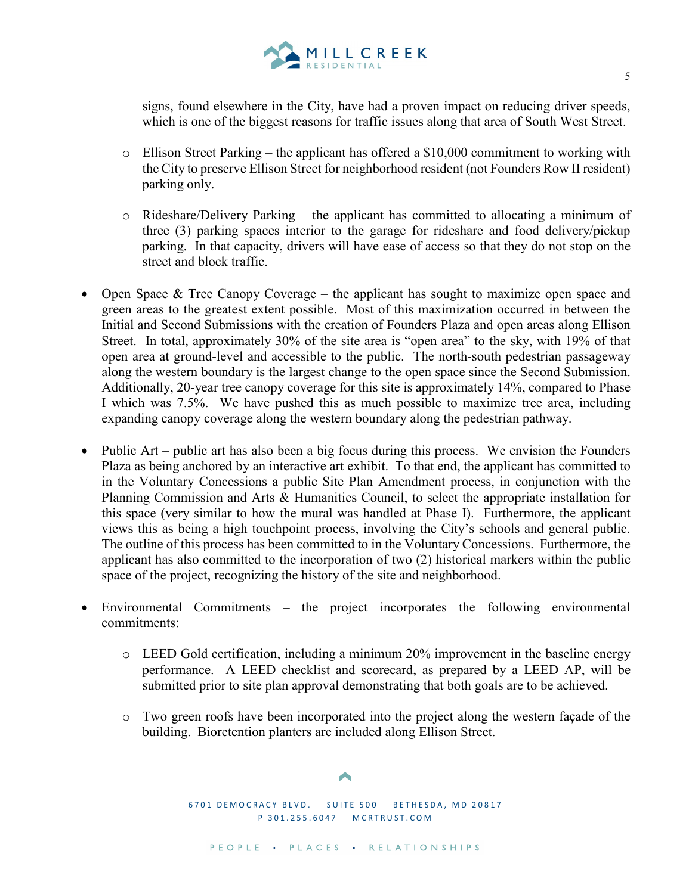signs, found elsewhere in the City, have had a proven impact on reducing driver speeds, which is one of the biggest reasons for traffic issues along that area of South West Street.

  - Ellison Street Parking – the applicant has offered a $10,000 commitment to working with the City to preserve Ellison Street for neighborhood resident (not Founders Row II resident) parking only.

  - Rideshare/Delivery Parking – the applicant has committed to allocating a minimum of three (3) parking spaces interior to the garage for rideshare and food delivery/pickup parking. In that capacity, drivers will have ease of access so that they do not stop on the street and block traffic.

- Open Space & Tree Canopy Coverage – the applicant has sought to maximize open space and green areas to the greatest extent possible. Most of this maximization occurred in between the Initial and Second Submissions with the creation of Founders Plaza and open areas along Ellison Street. In total, approximately 30% of the site area is "open area" to the sky, with 19% of that open area at ground-level and accessible to the public. The north-south pedestrian passageway along the western boundary is the largest change to the open space since the Second Submission. Additionally, 20-year tree canopy coverage for this site is approximately 14%, compared to Phase I which was 7.5%. We have pushed this as much possible to maximize tree area, including expanding canopy coverage along the western boundary along the pedestrian pathway.

- Public Art – public art has also been a big focus during this process. We envision the Founders Plaza as being anchored by an interactive art exhibit. To that end, the applicant has committed to in the Voluntary Concessions a public Site Plan Amendment process, in conjunction with the Planning Commission and Arts & Humanities Council, to select the appropriate installation for this space (very similar to how the mural was handled at Phase I). Furthermore, the applicant views this as being a high touchpoint process, involving the City's schools and general public. The outline of this process has been committed to in the Voluntary Concessions. Furthermore, the applicant has also committed to the incorporation of two (2) historical markers within the public space of the project, recognizing the history of the site and neighborhood.

- Environmental Commitments – the project incorporates the following environmental commitments:

  - LEED Gold certification, including a minimum 20% improvement in the baseline energy performance. A LEED checklist and scorecard, as prepared by a LEED AP, will be submitted prior to site plan approval demonstrating that both goals are to be achieved.

  - Two green roofs have been incorporated into the project along the western façade of the building. Bioretention planters are included along Ellison Street.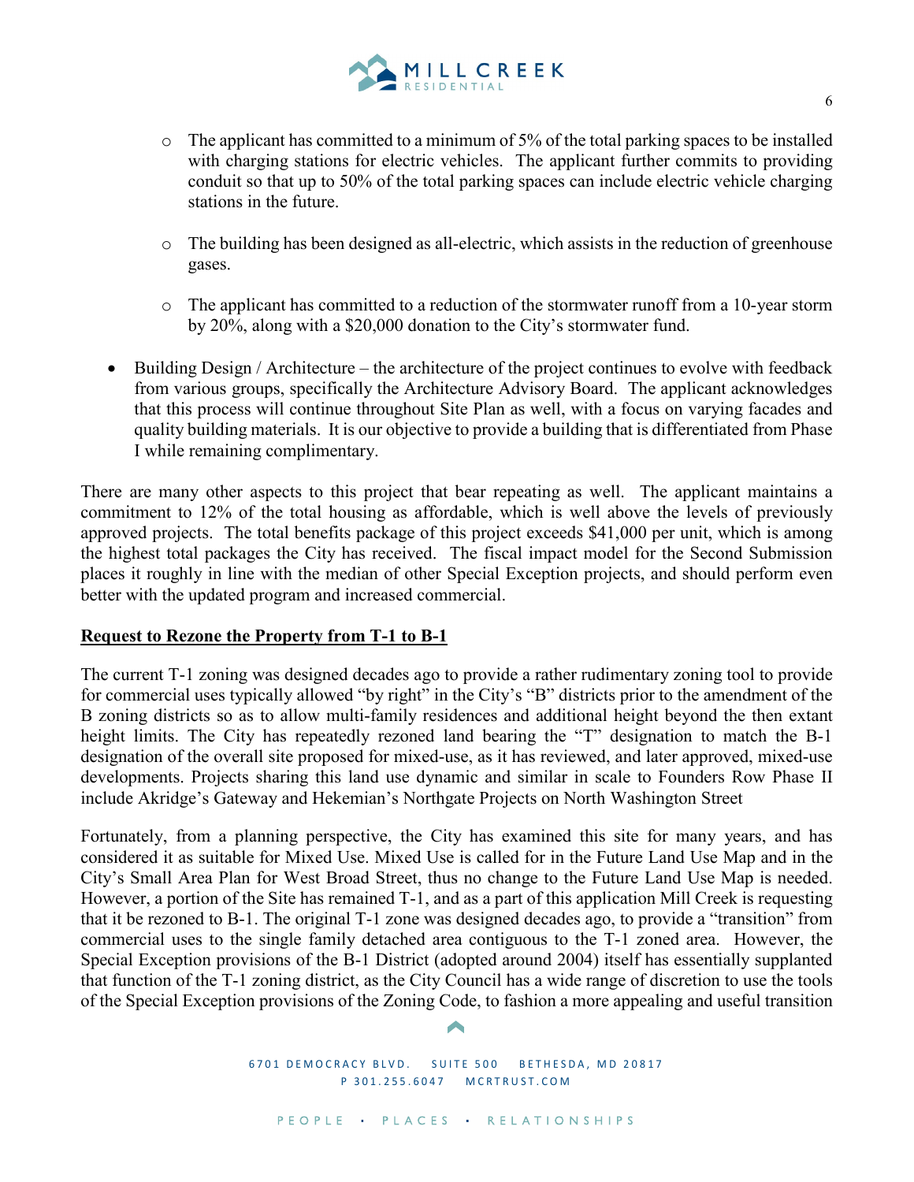- The applicant has committed to a minimum of 5% of the total parking spaces to be installed with charging stations for electric vehicles. The applicant further commits to providing conduit so that up to 50% of the total parking spaces can include electric vehicle charging stations in the future.

- The building has been designed as all-electric, which assists in the reduction of greenhouse gases.

- The applicant has committed to a reduction of the stormwater runoff from a 10-year storm by 20%, along with a $20,000 donation to the City's stormwater fund.

- Building Design / Architecture – the architecture of the project continues to evolve with feedback from various groups, specifically the Architecture Advisory Board. The applicant acknowledges that this process will continue throughout Site Plan as well, with a focus on varying facades and quality building materials. It is our objective to provide a building that is differentiated from Phase I while remaining complimentary.

There are many other aspects to this project that bear repeating as well. The applicant maintains a commitment to 12% of the total housing as affordable, which is well above the levels of previously approved projects. The total benefits package of this project exceeds $41,000 per unit, which is among the highest total packages the City has received. The fiscal impact model for the Second Submission places it roughly in line with the median of other Special Exception projects, and should perform even better with the updated program and increased commercial.

**Request to Rezone the Property from T-1 to B-1**

The current T-1 zoning was designed decades ago to provide a rather rudimentary zoning tool to provide for commercial uses typically allowed "by right" in the City's "B" districts prior to the amendment of the B zoning districts so as to allow multi-family residences and additional height beyond the then extant height limits. The City has repeatedly rezoned land bearing the "T" designation to match the B-1 designation of the overall site proposed for mixed-use, as it has reviewed, and later approved, mixed-use developments. Projects sharing this land use dynamic and similar in scale to Founders Row Phase II include Akridge's Gateway and Hekemian's Northgate Projects on North Washington Street

Fortunately, from a planning perspective, the City has examined this site for many years, and has considered it as suitable for Mixed Use. Mixed Use is called for in the Future Land Use Map and in the City's Small Area Plan for West Broad Street, thus no change to the Future Land Use Map is needed. However, a portion of the Site has remained T-1, and as a part of this application Mill Creek is requesting that it be rezoned to B-1. The original T-1 zone was designed decades ago, to provide a "transition" from commercial uses to the single family detached area contiguous to the T-1 zoned area. However, the Special Exception provisions of the B-1 District (adopted around 2004) itself has essentially supplanted that function of the T-1 zoning district, as the City Council has a wide range of discretion to use the tools of the Special Exception provisions of the Zoning Code, to fashion a more appealing and useful transition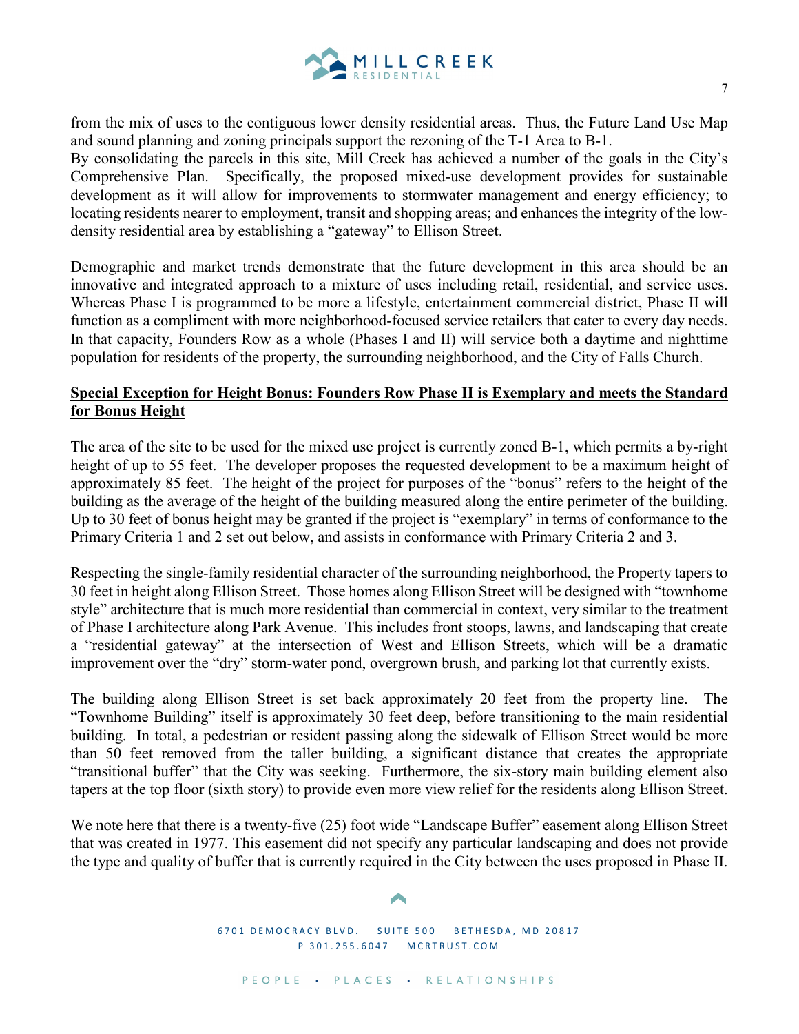from the mix of uses to the contiguous lower density residential areas. Thus, the Future Land Use Map and sound planning and zoning principals support the rezoning of the T-1 Area to B-1.

By consolidating the parcels in this site, Mill Creek has achieved a number of the goals in the City's Comprehensive Plan. Specifically, the proposed mixed-use development provides for sustainable development as it will allow for improvements to stormwater management and energy efficiency; to locating residents nearer to employment, transit and shopping areas; and enhances the integrity of the low-density residential area by establishing a "gateway" to Ellison Street.

Demographic and market trends demonstrate that the future development in this area should be an innovative and integrated approach to a mixture of uses including retail, residential, and service uses. Whereas Phase I is programmed to be more a lifestyle, entertainment commercial district, Phase II will function as a compliment with more neighborhood-focused service retailers that cater to every day needs. In that capacity, Founders Row as a whole (Phases I and II) will service both a daytime and nighttime population for residents of the property, the surrounding neighborhood, and the City of Falls Church.

**Special Exception for Height Bonus: Founders Row Phase II is Exemplary and meets the Standard for Bonus Height**

The area of the site to be used for the mixed use project is currently zoned B-1, which permits a by-right height of up to 55 feet. The developer proposes the requested development to be a maximum height of approximately 85 feet. The height of the project for purposes of the "bonus" refers to the height of the building as the average of the height of the building measured along the entire perimeter of the building. Up to 30 feet of bonus height may be granted if the project is "exemplary" in terms of conformance to the Primary Criteria 1 and 2 set out below, and assists in conformance with Primary Criteria 2 and 3.

Respecting the single-family residential character of the surrounding neighborhood, the Property tapers to 30 feet in height along Ellison Street. Those homes along Ellison Street will be designed with "townhome style" architecture that is much more residential than commercial in context, very similar to the treatment of Phase I architecture along Park Avenue. This includes front stoops, lawns, and landscaping that create a "residential gateway" at the intersection of West and Ellison Streets, which will be a dramatic improvement over the "dry" storm-water pond, overgrown brush, and parking lot that currently exists.

The building along Ellison Street is set back approximately 20 feet from the property line. The "Townhome Building" itself is approximately 30 feet deep, before transitioning to the main residential building. In total, a pedestrian or resident passing along the sidewalk of Ellison Street would be more than 50 feet removed from the taller building, a significant distance that creates the appropriate "transitional buffer" that the City was seeking. Furthermore, the six-story main building element also tapers at the top floor (sixth story) to provide even more view relief for the residents along Ellison Street.

We note here that there is a twenty-five (25) foot wide "Landscape Buffer" easement along Ellison Street that was created in 1977. This easement did not specify any particular landscaping and does not provide the type and quality of buffer that is currently required in the City between the uses proposed in Phase II.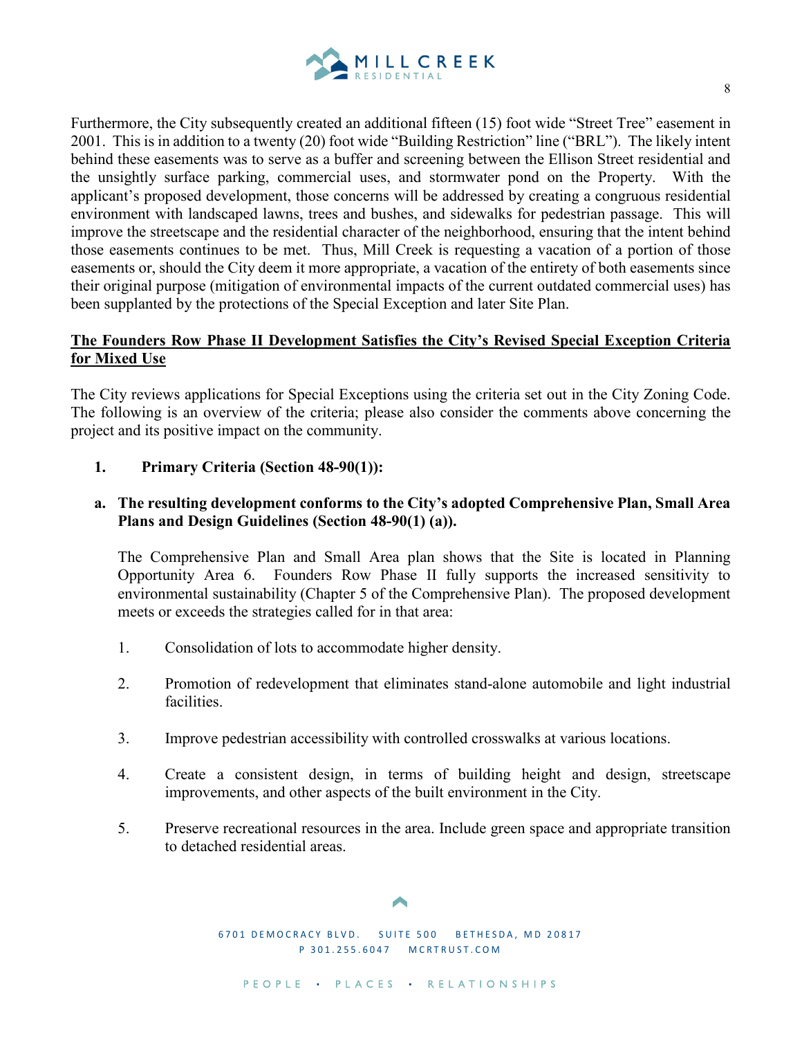Furthermore, the City subsequently created an additional fifteen (15) foot wide "Street Tree" easement in 2001. This is in addition to a twenty (20) foot wide "Building Restriction" line ("BRL"). The likely intent behind these easements was to serve as a buffer and screening between the Ellison Street residential and the unsightly surface parking, commercial uses, and stormwater pond on the Property. With the applicant's proposed development, those concerns will be addressed by creating a congruous residential environment with landscaped lawns, trees and bushes, and sidewalks for pedestrian passage. This will improve the streetscape and the residential character of the neighborhood, ensuring that the intent behind those easements continues to be met. Thus, Mill Creek is requesting a vacation of a portion of those easements or, should the City deem it more appropriate, a vacation of the entirety of both easements since their original purpose (mitigation of environmental impacts of the current outdated commercial uses) has been supplanted by the protections of the Special Exception and later Site Plan.

**The Founders Row Phase II Development Satisfies the City's Revised Special Exception Criteria for Mixed Use**

The City reviews applications for Special Exceptions using the criteria set out in the City Zoning Code. The following is an overview of the criteria; please also consider the comments above concerning the project and its positive impact on the community.

**1. Primary Criteria (Section 48-90(1)):**

**a. The resulting development conforms to the City's adopted Comprehensive Plan, Small Area Plans and Design Guidelines (Section 48-90(1) (a)).**

The Comprehensive Plan and Small Area plan shows that the Site is located in Planning Opportunity Area 6. Founders Row Phase II fully supports the increased sensitivity to environmental sustainability (Chapter 5 of the Comprehensive Plan). The proposed development meets or exceeds the strategies called for in that area:

1. Consolidation of lots to accommodate higher density.
2. Promotion of redevelopment that eliminates stand-alone automobile and light industrial facilities.
3. Improve pedestrian accessibility with controlled crosswalks at various locations.
4. Create a consistent design, in terms of building height and design, streetscape improvements, and other aspects of the built environment in the City.
5. Preserve recreational resources in the area. Include green space and appropriate transition to detached residential areas.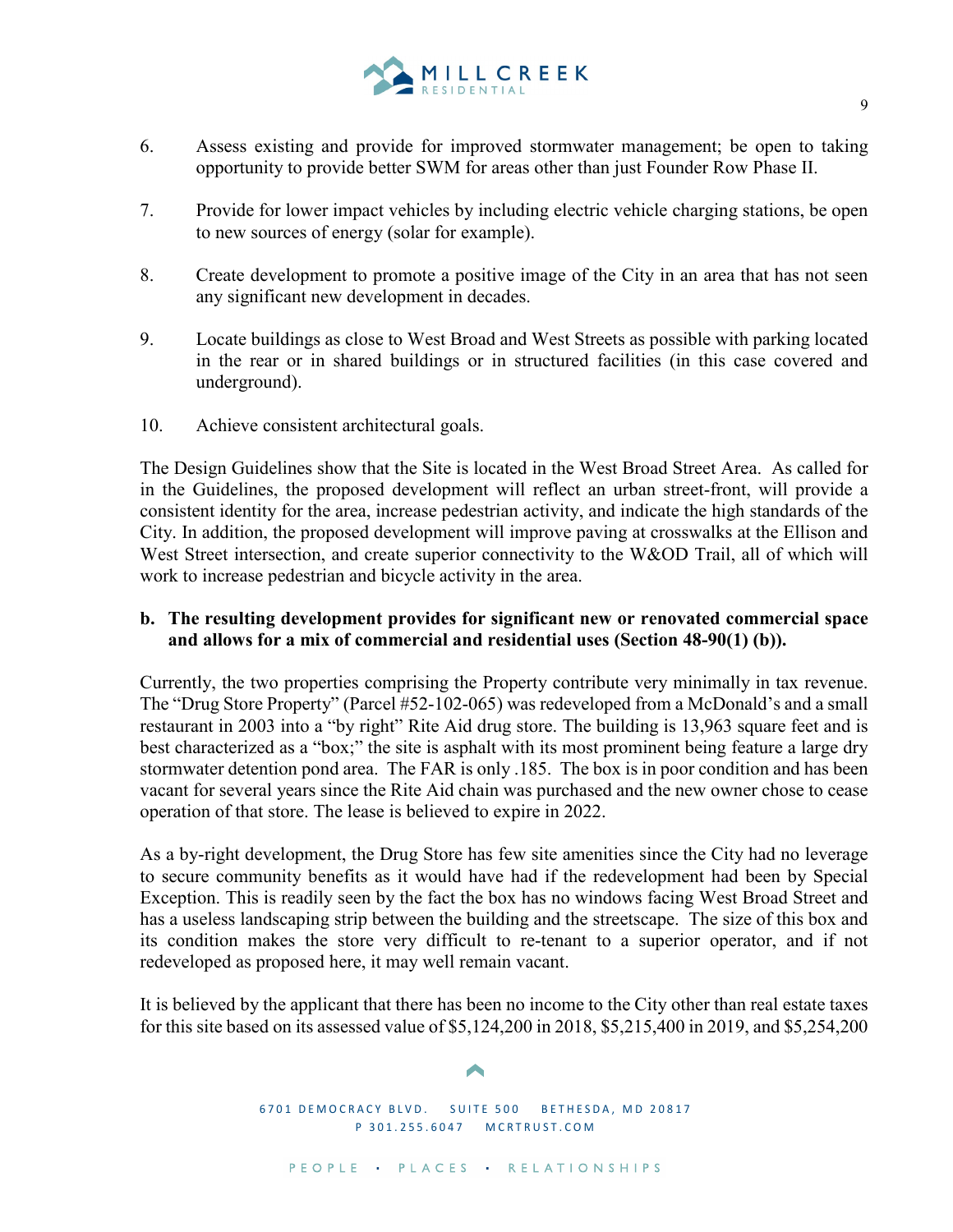6. Assess existing and provide for improved stormwater management; be open to taking opportunity to provide better SWM for areas other than just Founder Row Phase II.

7. Provide for lower impact vehicles by including electric vehicle charging stations, be open to new sources of energy (solar for example).

8. Create development to promote a positive image of the City in an area that has not seen any significant new development in decades.

9. Locate buildings as close to West Broad and West Streets as possible with parking located in the rear or in shared buildings or in structured facilities (in this case covered and underground).

10. Achieve consistent architectural goals.

The Design Guidelines show that the Site is located in the West Broad Street Area. As called for in the Guidelines, the proposed development will reflect an urban street-front, will provide a consistent identity for the area, increase pedestrian activity, and indicate the high standards of the City. In addition, the proposed development will improve paving at crosswalks at the Ellison and West Street intersection, and create superior connectivity to the W&OD Trail, all of which will work to increase pedestrian and bicycle activity in the area.

**b. The resulting development provides for significant new or renovated commercial space and allows for a mix of commercial and residential uses (Section 48-90(1) (b)).**

Currently, the two properties comprising the Property contribute very minimally in tax revenue. The "Drug Store Property" (Parcel #52-102-065) was redeveloped from a McDonald's and a small restaurant in 2003 into a "by right" Rite Aid drug store. The building is 13,963 square feet and is best characterized as a "box;" the site is asphalt with its most prominent being feature a large dry stormwater detention pond area. The FAR is only .185. The box is in poor condition and has been vacant for several years since the Rite Aid chain was purchased and the new owner chose to cease operation of that store. The lease is believed to expire in 2022.

As a by-right development, the Drug Store has few site amenities since the City had no leverage to secure community benefits as it would have had if the redevelopment had been by Special Exception. This is readily seen by the fact the box has no windows facing West Broad Street and has a useless landscaping strip between the building and the streetscape. The size of this box and its condition makes the store very difficult to re-tenant to a superior operator, and if not redeveloped as proposed here, it may well remain vacant.

It is believed by the applicant that there has been no income to the City other than real estate taxes for this site based on its assessed value of $5,124,200 in 2018, $5,215,400 in 2019, and $5,254,200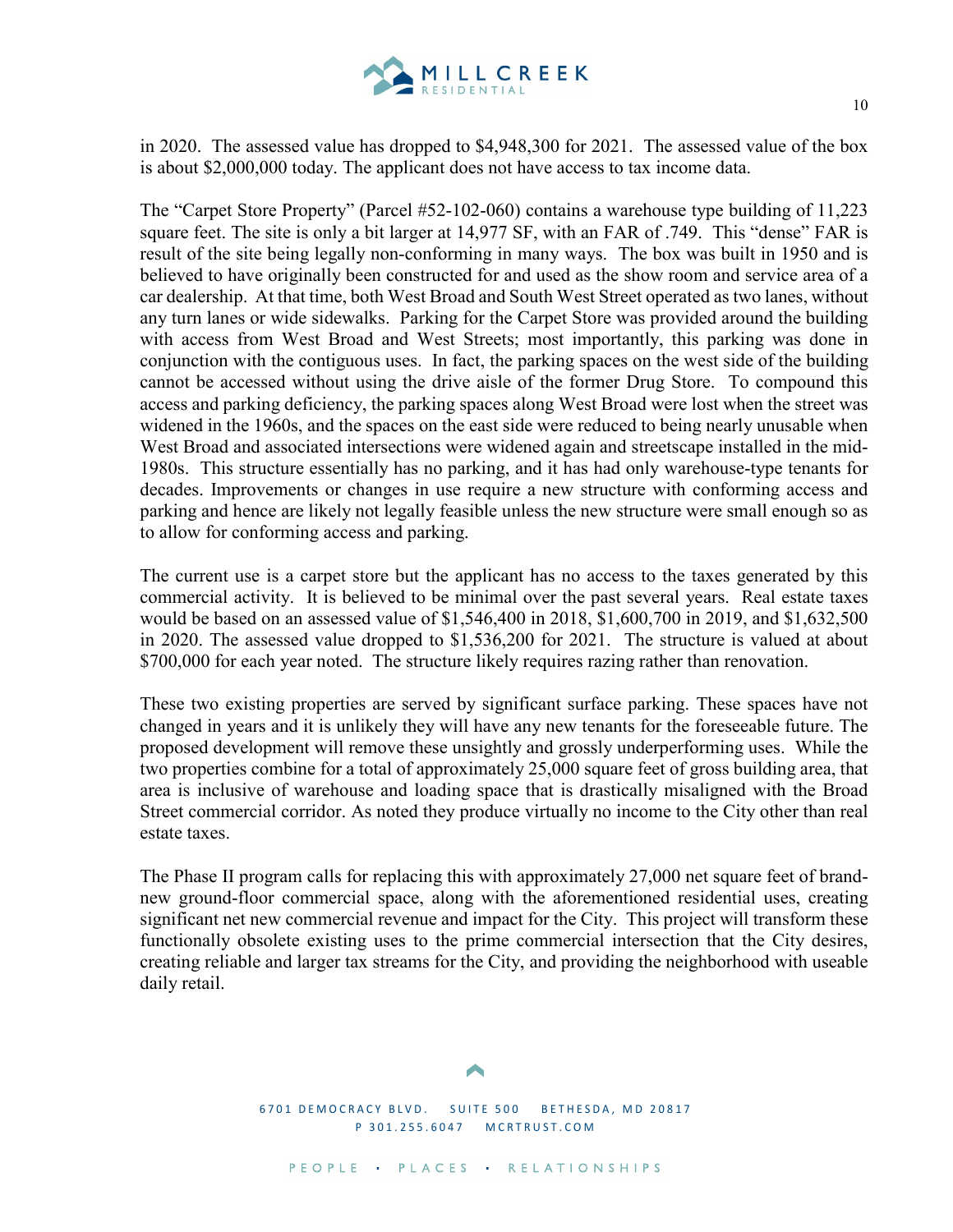in 2020. The assessed value has dropped to $4,948,300 for 2021. The assessed value of the box is about $2,000,000 today. The applicant does not have access to tax income data.

The "Carpet Store Property" (Parcel #52-102-060) contains a warehouse type building of 11,223 square feet. The site is only a bit larger at 14,977 SF, with an FAR of .749. This "dense" FAR is result of the site being legally non-conforming in many ways. The box was built in 1950 and is believed to have originally been constructed for and used as the show room and service area of a car dealership. At that time, both West Broad and South West Street operated as two lanes, without any turn lanes or wide sidewalks. Parking for the Carpet Store was provided around the building with access from West Broad and West Streets; most importantly, this parking was done in conjunction with the contiguous uses. In fact, the parking spaces on the west side of the building cannot be accessed without using the drive aisle of the former Drug Store. To compound this access and parking deficiency, the parking spaces along West Broad were lost when the street was widened in the 1960s, and the spaces on the east side were reduced to being nearly unusable when West Broad and associated intersections were widened again and streetscape installed in the mid-1980s. This structure essentially has no parking, and it has had only warehouse-type tenants for decades. Improvements or changes in use require a new structure with conforming access and parking and hence are likely not legally feasible unless the new structure were small enough so as to allow for conforming access and parking.

The current use is a carpet store but the applicant has no access to the taxes generated by this commercial activity. It is believed to be minimal over the past several years. Real estate taxes would be based on an assessed value of $1,546,400 in 2018, $1,600,700 in 2019, and $1,632,500 in 2020. The assessed value dropped to $1,536,200 for 2021. The structure is valued at about $700,000 for each year noted. The structure likely requires razing rather than renovation.

These two existing properties are served by significant surface parking. These spaces have not changed in years and it is unlikely they will have any new tenants for the foreseeable future. The proposed development will remove these unsightly and grossly underperforming uses. While the two properties combine for a total of approximately 25,000 square feet of gross building area, that area is inclusive of warehouse and loading space that is drastically misaligned with the Broad Street commercial corridor. As noted they produce virtually no income to the City other than real estate taxes.

The Phase II program calls for replacing this with approximately 27,000 net square feet of brand-new ground-floor commercial space, along with the aforementioned residential uses, creating significant net new commercial revenue and impact for the City. This project will transform these functionally obsolete existing uses to the prime commercial intersection that the City desires, creating reliable and larger tax streams for the City, and providing the neighborhood with useable daily retail.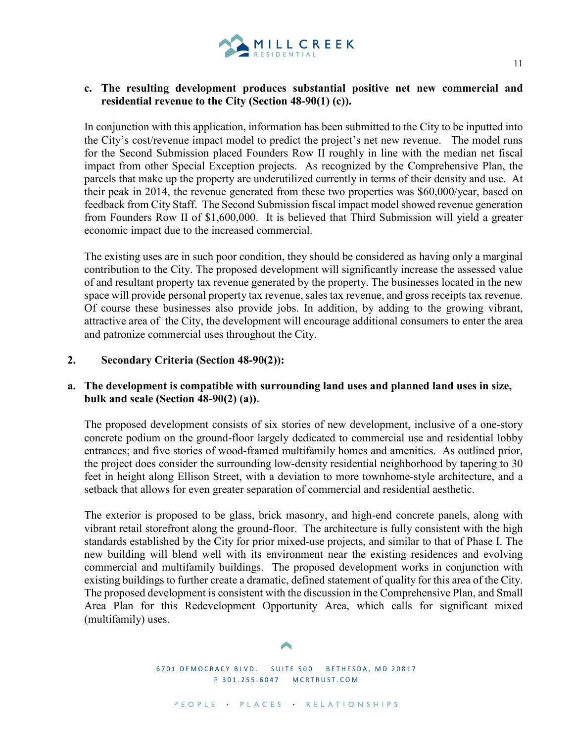**c. The resulting development produces substantial positive net new commercial and residential revenue to the City (Section 48-90(1) (c)).**

In conjunction with this application, information has been submitted to the City to be inputted into the City's cost/revenue impact model to predict the project's net new revenue. The model runs for the Second Submission placed Founders Row II roughly in line with the median net fiscal impact from other Special Exception projects. As recognized by the Comprehensive Plan, the parcels that make up the property are underutilized currently in terms of their density and use. At their peak in 2014, the revenue generated from these two properties was $60,000/year, based on feedback from City Staff. The Second Submission fiscal impact model showed revenue generation from Founders Row II of $1,600,000. It is believed that Third Submission will yield a greater economic impact due to the increased commercial.

The existing uses are in such poor condition, they should be considered as having only a marginal contribution to the City. The proposed development will significantly increase the assessed value of and resultant property tax revenue generated by the property. The businesses located in the new space will provide personal property tax revenue, sales tax revenue, and gross receipts tax revenue. Of course these businesses also provide jobs. In addition, by adding to the growing vibrant, attractive area of the City, the development will encourage additional consumers to enter the area and patronize commercial uses throughout the City.

**2. Secondary Criteria (Section 48-90(2)):**

**a. The development is compatible with surrounding land uses and planned land uses in size, bulk and scale (Section 48-90(2) (a)).**

The proposed development consists of six stories of new development, inclusive of a one-story concrete podium on the ground-floor largely dedicated to commercial use and residential lobby entrances; and five stories of wood-framed multifamily homes and amenities. As outlined prior, the project does consider the surrounding low-density residential neighborhood by tapering to 30 feet in height along Ellison Street, with a deviation to more townhome-style architecture, and a setback that allows for even greater separation of commercial and residential aesthetic.

The exterior is proposed to be glass, brick masonry, and high-end concrete panels, along with vibrant retail storefront along the ground-floor. The architecture is fully consistent with the high standards established by the City for prior mixed-use projects, and similar to that of Phase I. The new building will blend well with its environment near the existing residences and evolving commercial and multifamily buildings. The proposed development works in conjunction with existing buildings to further create a dramatic, defined statement of quality for this area of the City. The proposed development is consistent with the discussion in the Comprehensive Plan, and Small Area Plan for this Redevelopment Opportunity Area, which calls for significant mixed (multifamily) uses.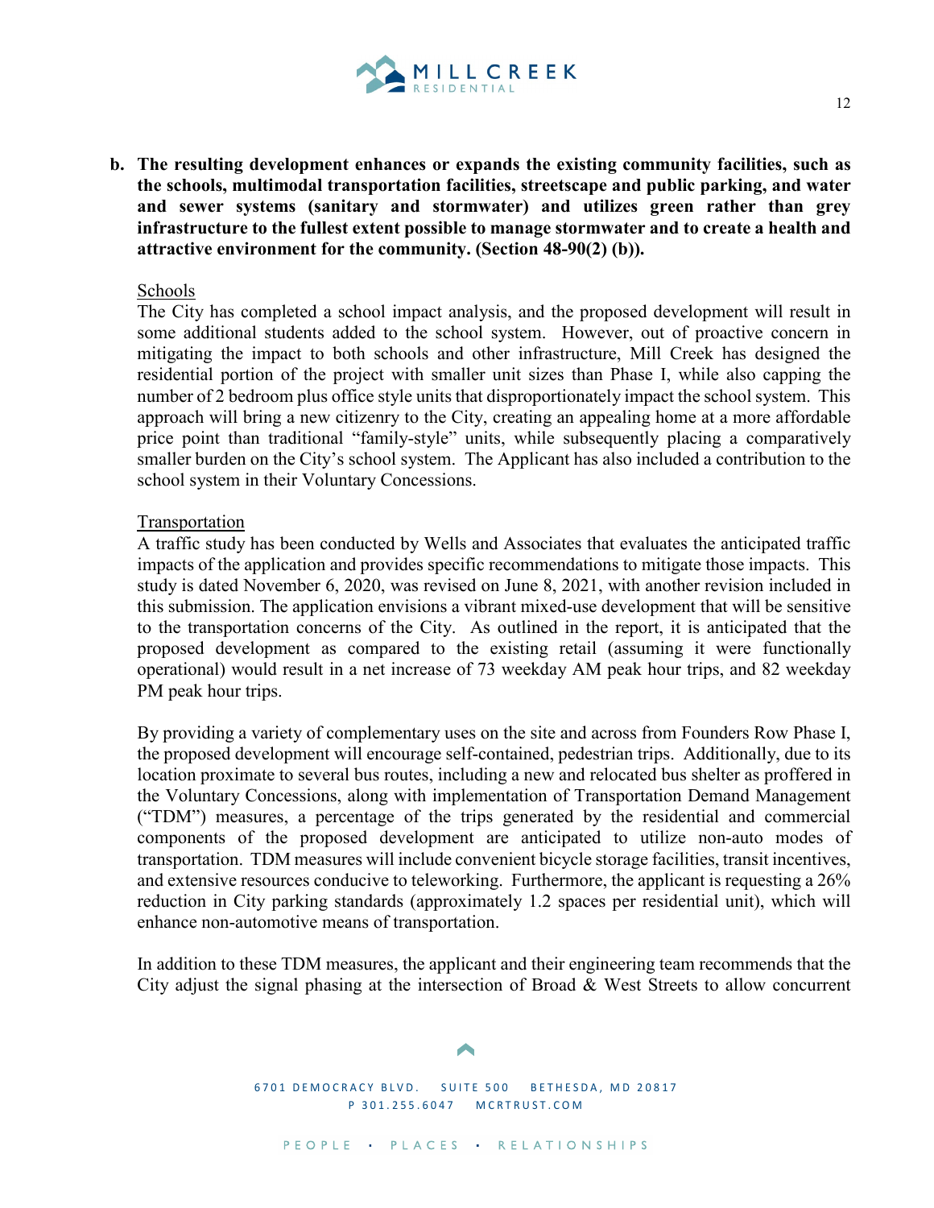**b. The resulting development enhances or expands the existing community facilities, such as the schools, multimodal transportation facilities, streetscape and public parking, and water and sewer systems (sanitary and stormwater) and utilizes green rather than grey infrastructure to the fullest extent possible to manage stormwater and to create a health and attractive environment for the community. (Section 48-90(2) (b)).**

Schools

The City has completed a school impact analysis, and the proposed development will result in some additional students added to the school system. However, out of proactive concern in mitigating the impact to both schools and other infrastructure, Mill Creek has designed the residential portion of the project with smaller unit sizes than Phase I, while also capping the number of 2 bedroom plus office style units that disproportionately impact the school system. This approach will bring a new citizenry to the City, creating an appealing home at a more affordable price point than traditional "family-style" units, while subsequently placing a comparatively smaller burden on the City's school system. The Applicant has also included a contribution to the school system in their Voluntary Concessions.

Transportation

A traffic study has been conducted by Wells and Associates that evaluates the anticipated traffic impacts of the application and provides specific recommendations to mitigate those impacts. This study is dated November 6, 2020, was revised on June 8, 2021, with another revision included in this submission. The application envisions a vibrant mixed-use development that will be sensitive to the transportation concerns of the City. As outlined in the report, it is anticipated that the proposed development as compared to the existing retail (assuming it were functionally operational) would result in a net increase of 73 weekday AM peak hour trips, and 82 weekday PM peak hour trips.

By providing a variety of complementary uses on the site and across from Founders Row Phase I, the proposed development will encourage self-contained, pedestrian trips. Additionally, due to its location proximate to several bus routes, including a new and relocated bus shelter as proffered in the Voluntary Concessions, along with implementation of Transportation Demand Management ("TDM") measures, a percentage of the trips generated by the residential and commercial components of the proposed development are anticipated to utilize non-auto modes of transportation. TDM measures will include convenient bicycle storage facilities, transit incentives, and extensive resources conducive to teleworking. Furthermore, the applicant is requesting a 26% reduction in City parking standards (approximately 1.2 spaces per residential unit), which will enhance non-automotive means of transportation.

In addition to these TDM measures, the applicant and their engineering team recommends that the City adjust the signal phasing at the intersection of Broad & West Streets to allow concurrent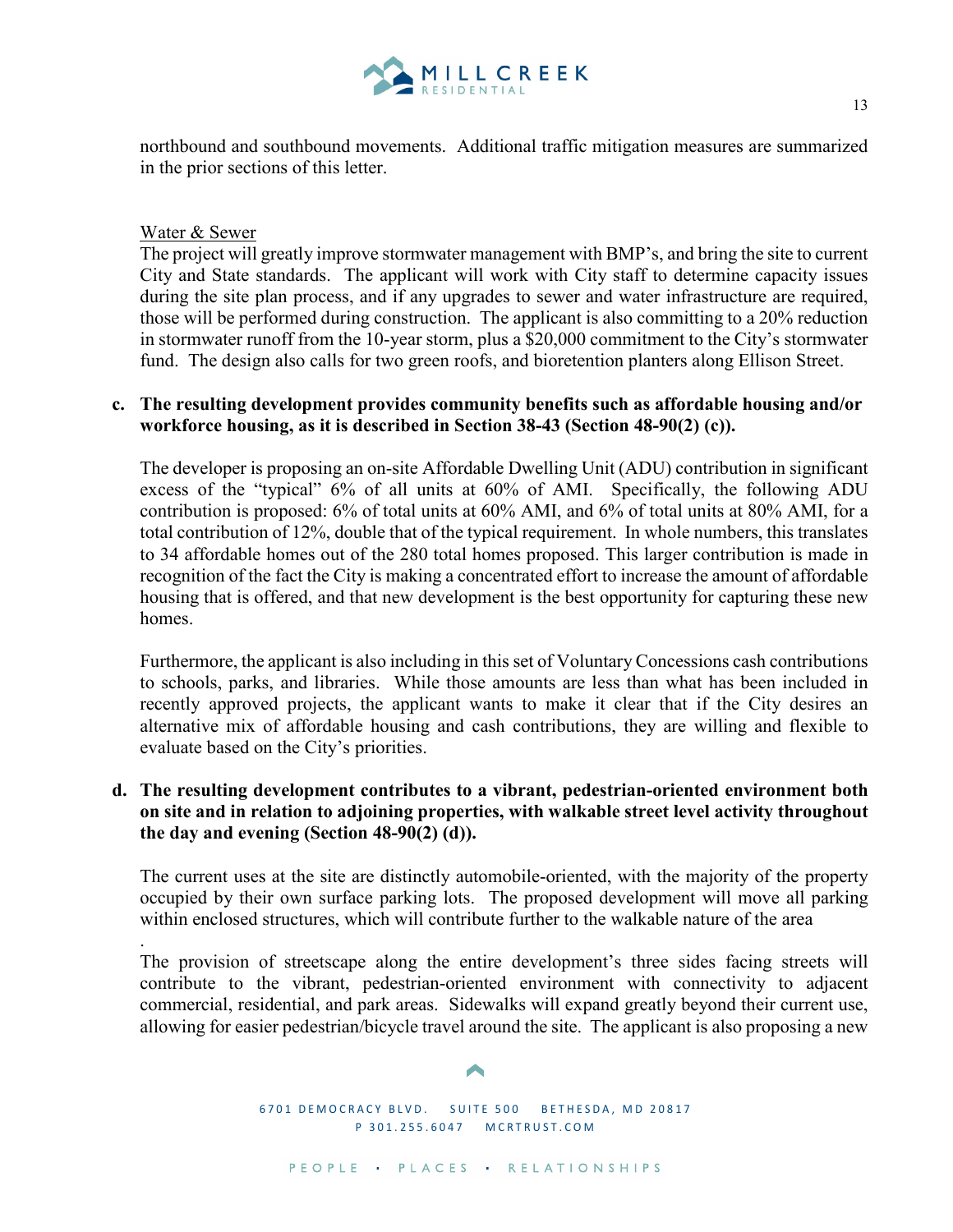northbound and southbound movements. Additional traffic mitigation measures are summarized in the prior sections of this letter.

Water & Sewer

The project will greatly improve stormwater management with BMP's, and bring the site to current City and State standards. The applicant will work with City staff to determine capacity issues during the site plan process, and if any upgrades to sewer and water infrastructure are required, those will be performed during construction. The applicant is also committing to a 20% reduction in stormwater runoff from the 10-year storm, plus a $20,000 commitment to the City's stormwater fund. The design also calls for two green roofs, and bioretention planters along Ellison Street.

**c. The resulting development provides community benefits such as affordable housing and/or workforce housing, as it is described in Section 38-43 (Section 48-90(2) (c)).**

The developer is proposing an on-site Affordable Dwelling Unit (ADU) contribution in significant excess of the "typical" 6% of all units at 60% of AMI. Specifically, the following ADU contribution is proposed: 6% of total units at 60% AMI, and 6% of total units at 80% AMI, for a total contribution of 12%, double that of the typical requirement. In whole numbers, this translates to 34 affordable homes out of the 280 total homes proposed. This larger contribution is made in recognition of the fact the City is making a concentrated effort to increase the amount of affordable housing that is offered, and that new development is the best opportunity for capturing these new homes.

Furthermore, the applicant is also including in this set of Voluntary Concessions cash contributions to schools, parks, and libraries. While those amounts are less than what has been included in recently approved projects, the applicant wants to make it clear that if the City desires an alternative mix of affordable housing and cash contributions, they are willing and flexible to evaluate based on the City's priorities.

**d. The resulting development contributes to a vibrant, pedestrian-oriented environment both on site and in relation to adjoining properties, with walkable street level activity throughout the day and evening (Section 48-90(2) (d)).**

The current uses at the site are distinctly automobile-oriented, with the majority of the property occupied by their own surface parking lots. The proposed development will move all parking within enclosed structures, which will contribute further to the walkable nature of the area

.

The provision of streetscape along the entire development's three sides facing streets will contribute to the vibrant, pedestrian-oriented environment with connectivity to adjacent commercial, residential, and park areas. Sidewalks will expand greatly beyond their current use, allowing for easier pedestrian/bicycle travel around the site. The applicant is also proposing a new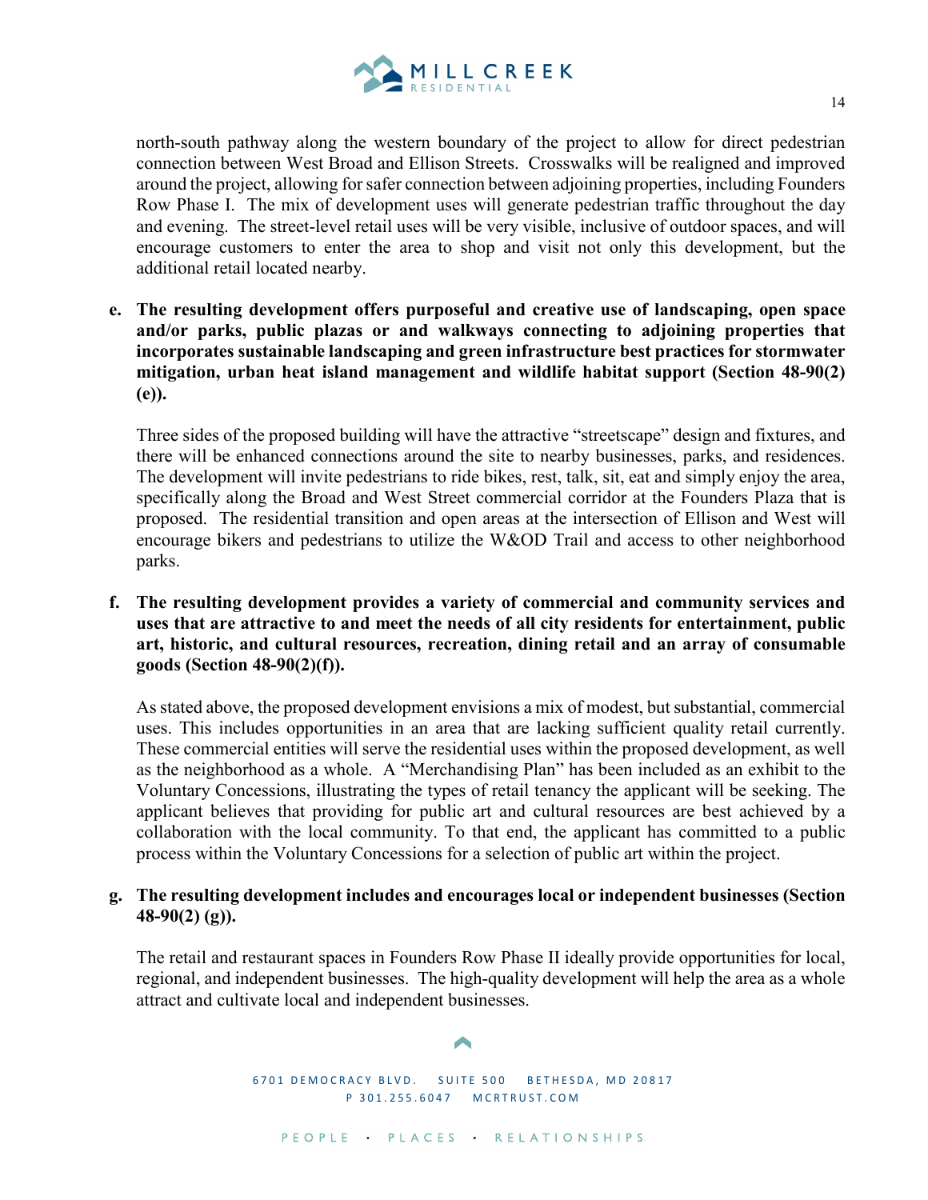north-south pathway along the western boundary of the project to allow for direct pedestrian connection between West Broad and Ellison Streets. Crosswalks will be realigned and improved around the project, allowing for safer connection between adjoining properties, including Founders Row Phase I. The mix of development uses will generate pedestrian traffic throughout the day and evening. The street-level retail uses will be very visible, inclusive of outdoor spaces, and will encourage customers to enter the area to shop and visit not only this development, but the additional retail located nearby.

**e. The resulting development offers purposeful and creative use of landscaping, open space and/or parks, public plazas or and walkways connecting to adjoining properties that incorporates sustainable landscaping and green infrastructure best practices for stormwater mitigation, urban heat island management and wildlife habitat support (Section 48-90(2)(e)).**

Three sides of the proposed building will have the attractive "streetscape" design and fixtures, and there will be enhanced connections around the site to nearby businesses, parks, and residences. The development will invite pedestrians to ride bikes, rest, talk, sit, eat and simply enjoy the area, specifically along the Broad and West Street commercial corridor at the Founders Plaza that is proposed. The residential transition and open areas at the intersection of Ellison and West will encourage bikers and pedestrians to utilize the W&OD Trail and access to other neighborhood parks.

**f. The resulting development provides a variety of commercial and community services and uses that are attractive to and meet the needs of all city residents for entertainment, public art, historic, and cultural resources, recreation, dining retail and an array of consumable goods (Section 48-90(2)(f)).**

As stated above, the proposed development envisions a mix of modest, but substantial, commercial uses. This includes opportunities in an area that are lacking sufficient quality retail currently. These commercial entities will serve the residential uses within the proposed development, as well as the neighborhood as a whole. A "Merchandising Plan" has been included as an exhibit to the Voluntary Concessions, illustrating the types of retail tenancy the applicant will be seeking. The applicant believes that providing for public art and cultural resources are best achieved by a collaboration with the local community. To that end, the applicant has committed to a public process within the Voluntary Concessions for a selection of public art within the project.

**g. The resulting development includes and encourages local or independent businesses (Section 48-90(2) (g)).**

The retail and restaurant spaces in Founders Row Phase II ideally provide opportunities for local, regional, and independent businesses. The high-quality development will help the area as a whole attract and cultivate local and independent businesses.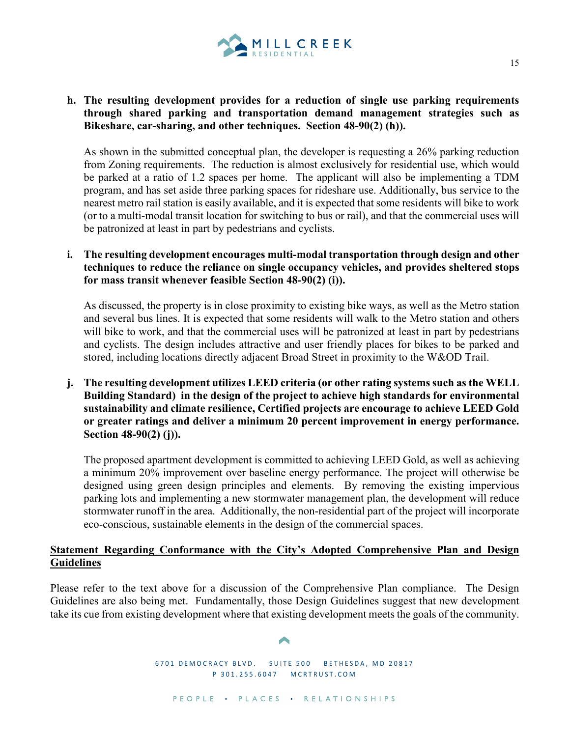**h. The resulting development provides for a reduction of single use parking requirements through shared parking and transportation demand management strategies such as Bikeshare, car-sharing, and other techniques. Section 48-90(2) (h)).**

As shown in the submitted conceptual plan, the developer is requesting a 26% parking reduction from Zoning requirements. The reduction is almost exclusively for residential use, which would be parked at a ratio of 1.2 spaces per home. The applicant will also be implementing a TDM program, and has set aside three parking spaces for rideshare use. Additionally, bus service to the nearest metro rail station is easily available, and it is expected that some residents will bike to work (or to a multi-modal transit location for switching to bus or rail), and that the commercial uses will be patronized at least in part by pedestrians and cyclists.

**i. The resulting development encourages multi-modal transportation through design and other techniques to reduce the reliance on single occupancy vehicles, and provides sheltered stops for mass transit whenever feasible Section 48-90(2) (i)).**

As discussed, the property is in close proximity to existing bike ways, as well as the Metro station and several bus lines. It is expected that some residents will walk to the Metro station and others will bike to work, and that the commercial uses will be patronized at least in part by pedestrians and cyclists. The design includes attractive and user friendly places for bikes to be parked and stored, including locations directly adjacent Broad Street in proximity to the W&OD Trail.

**j. The resulting development utilizes LEED criteria (or other rating systems such as the WELL Building Standard) in the design of the project to achieve high standards for environmental sustainability and climate resilience, Certified projects are encourage to achieve LEED Gold or greater ratings and deliver a minimum 20 percent improvement in energy performance. Section 48-90(2) (j)).**

The proposed apartment development is committed to achieving LEED Gold, as well as achieving a minimum 20% improvement over baseline energy performance. The project will otherwise be designed using green design principles and elements. By removing the existing impervious parking lots and implementing a new stormwater management plan, the development will reduce stormwater runoff in the area. Additionally, the non-residential part of the project will incorporate eco-conscious, sustainable elements in the design of the commercial spaces.

<u>**Statement Regarding Conformance with the City's Adopted Comprehensive Plan and Design Guidelines**</u>

Please refer to the text above for a discussion of the Comprehensive Plan compliance. The Design Guidelines are also being met. Fundamentally, those Design Guidelines suggest that new development take its cue from existing development where that existing development meets the goals of the community.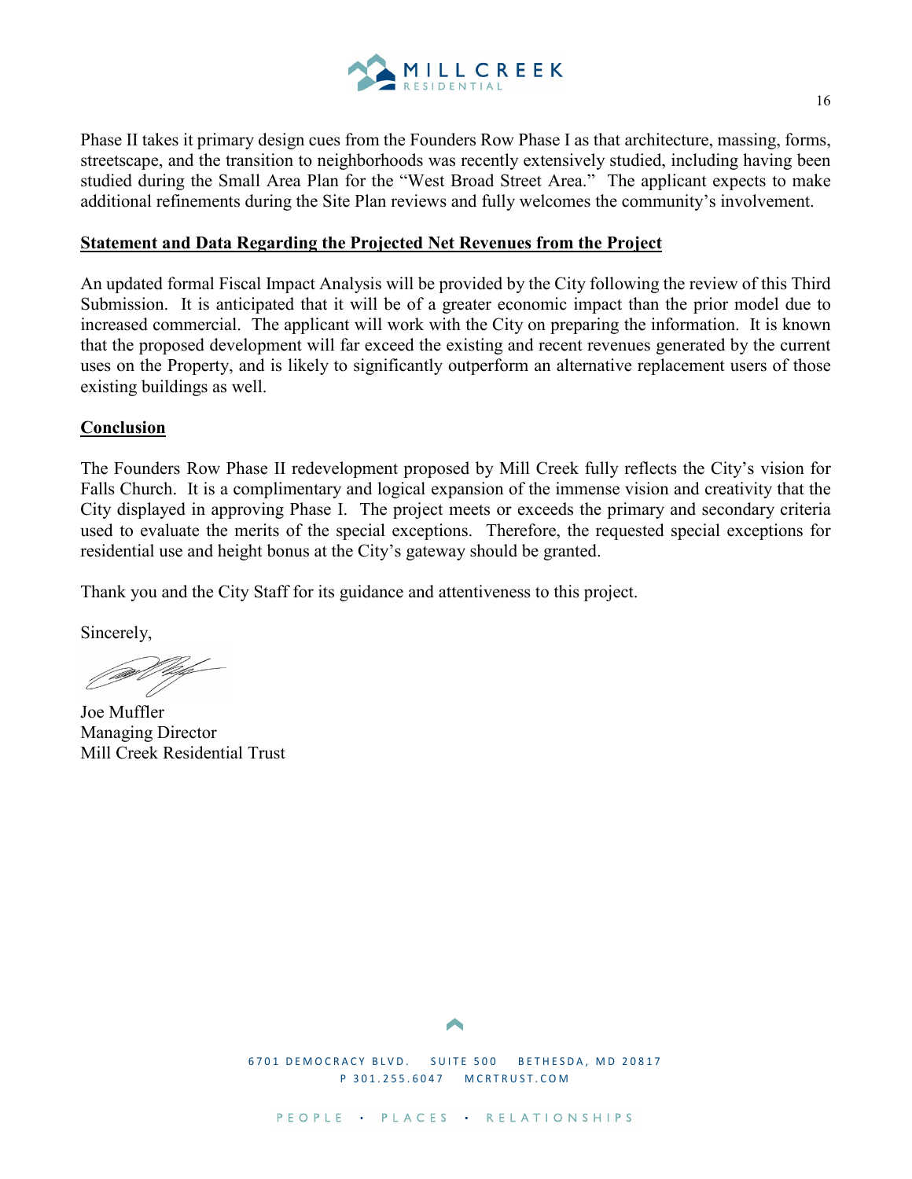Phase II takes it primary design cues from the Founders Row Phase I as that architecture, massing, forms, streetscape, and the transition to neighborhoods was recently extensively studied, including having been studied during the Small Area Plan for the "West Broad Street Area." The applicant expects to make additional refinements during the Site Plan reviews and fully welcomes the community's involvement.

**Statement and Data Regarding the Projected Net Revenues from the Project**

An updated formal Fiscal Impact Analysis will be provided by the City following the review of this Third Submission. It is anticipated that it will be of a greater economic impact than the prior model due to increased commercial. The applicant will work with the City on preparing the information. It is known that the proposed development will far exceed the existing and recent revenues generated by the current uses on the Property, and is likely to significantly outperform an alternative replacement users of those existing buildings as well.

**Conclusion**

The Founders Row Phase II redevelopment proposed by Mill Creek fully reflects the City's vision for Falls Church. It is a complimentary and logical expansion of the immense vision and creativity that the City displayed in approving Phase I. The project meets or exceeds the primary and secondary criteria used to evaluate the merits of the special exceptions. Therefore, the requested special exceptions for residential use and height bonus at the City's gateway should be granted.

Thank you and the City Staff for its guidance and attentiveness to this project.

Sincerely,

Joe Muffler
Managing Director
Mill Creek Residential Trust